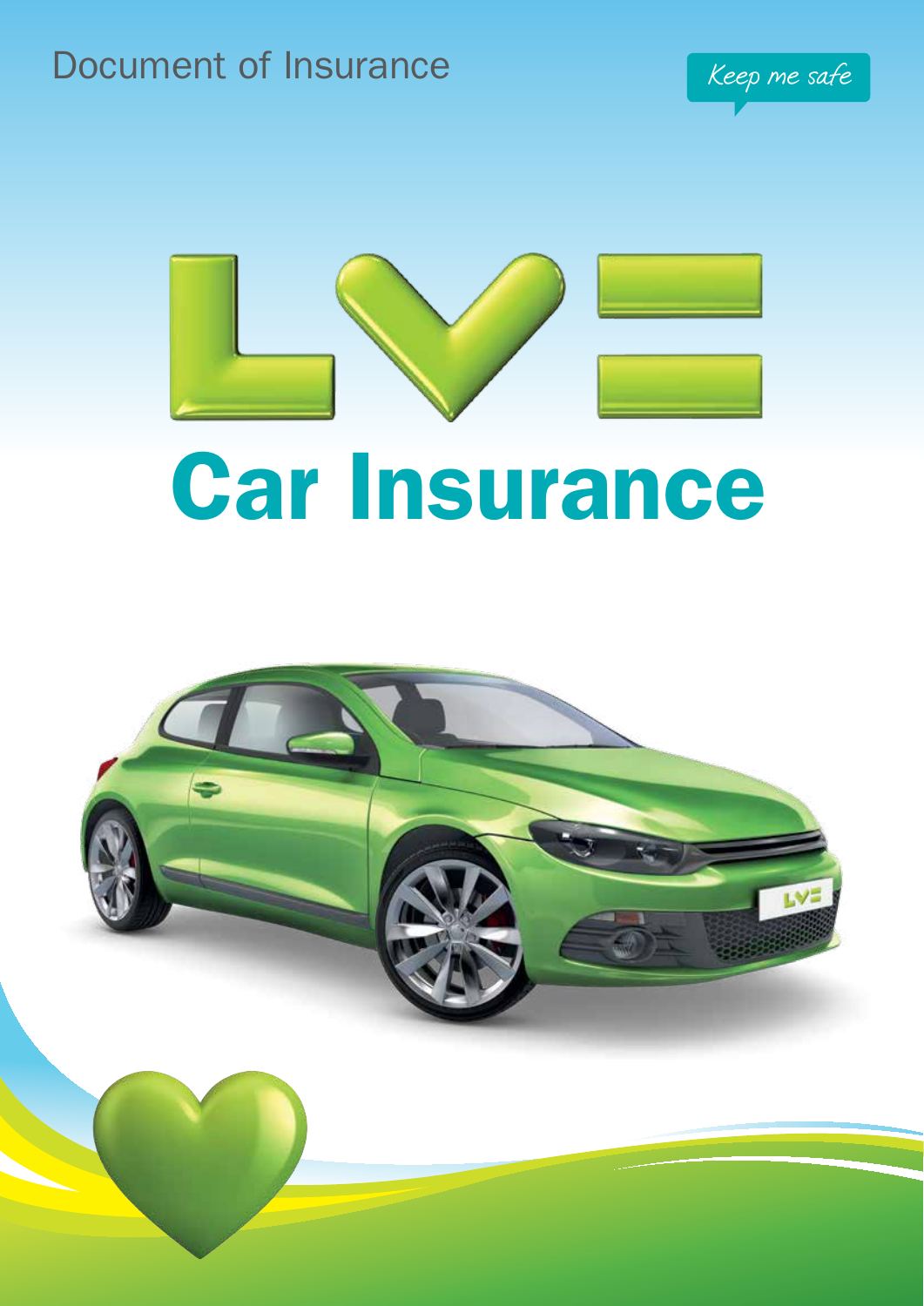Document of Insurance

Keep me safe

LV=

# Car Insurance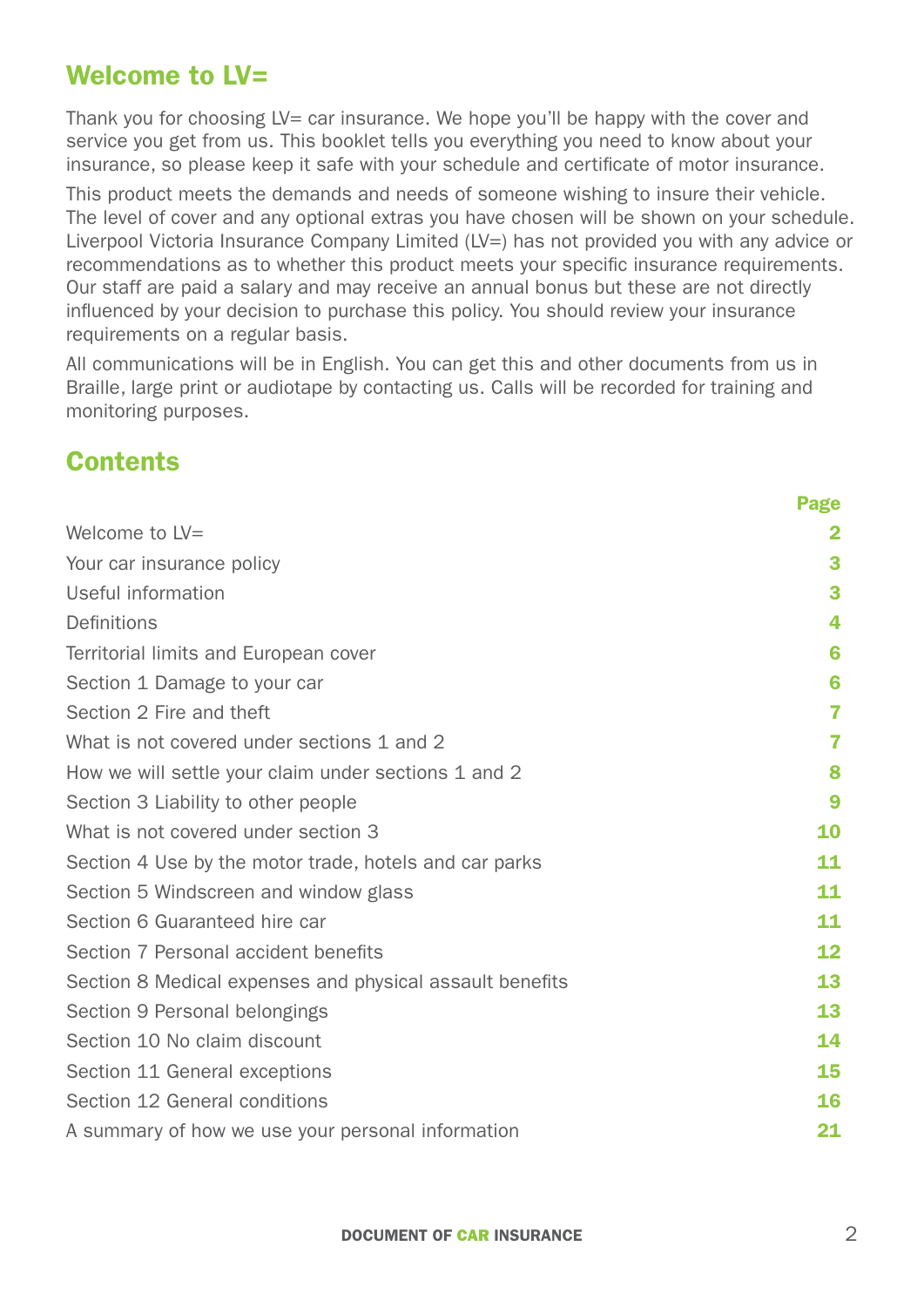## Welcome to LV=

Thank you for choosing LV= car insurance. We hope you'll be happy with the cover and service you get from us. This booklet tells you everything you need to know about your insurance, so please keep it safe with your schedule and certificate of motor insurance.

This product meets the demands and needs of someone wishing to insure their vehicle. The level of cover and any optional extras you have chosen will be shown on your schedule. Liverpool Victoria Insurance Company Limited (LV=) has not provided you with any advice or recommendations as to whether this product meets your specific insurance requirements. Our staff are paid a salary and may receive an annual bonus but these are not directly influenced by your decision to purchase this policy. You should review your insurance requirements on a regular basis.

All communications will be in English. You can get this and other documents from us in Braille, large print or audiotape by contacting us. Calls will be recorded for training and monitoring purposes.

## Contents

| | Page |
|---|---|
| Welcome to LV= | 2 |
| Your car insurance policy | 3 |
| Useful information | 3 |
| Definitions | 4 |
| Territorial limits and European cover | 6 |
| Section 1 Damage to your car | 6 |
| Section 2 Fire and theft | 7 |
| What is not covered under sections 1 and 2 | 7 |
| How we will settle your claim under sections 1 and 2 | 8 |
| Section 3 Liability to other people | 9 |
| What is not covered under section 3 | 10 |
| Section 4 Use by the motor trade, hotels and car parks | 11 |
| Section 5 Windscreen and window glass | 11 |
| Section 6 Guaranteed hire car | 11 |
| Section 7 Personal accident benefits | 12 |
| Section 8 Medical expenses and physical assault benefits | 13 |
| Section 9 Personal belongings | 13 |
| Section 10 No claim discount | 14 |
| Section 11 General exceptions | 15 |
| Section 12 General conditions | 16 |
| A summary of how we use your personal information | 21 |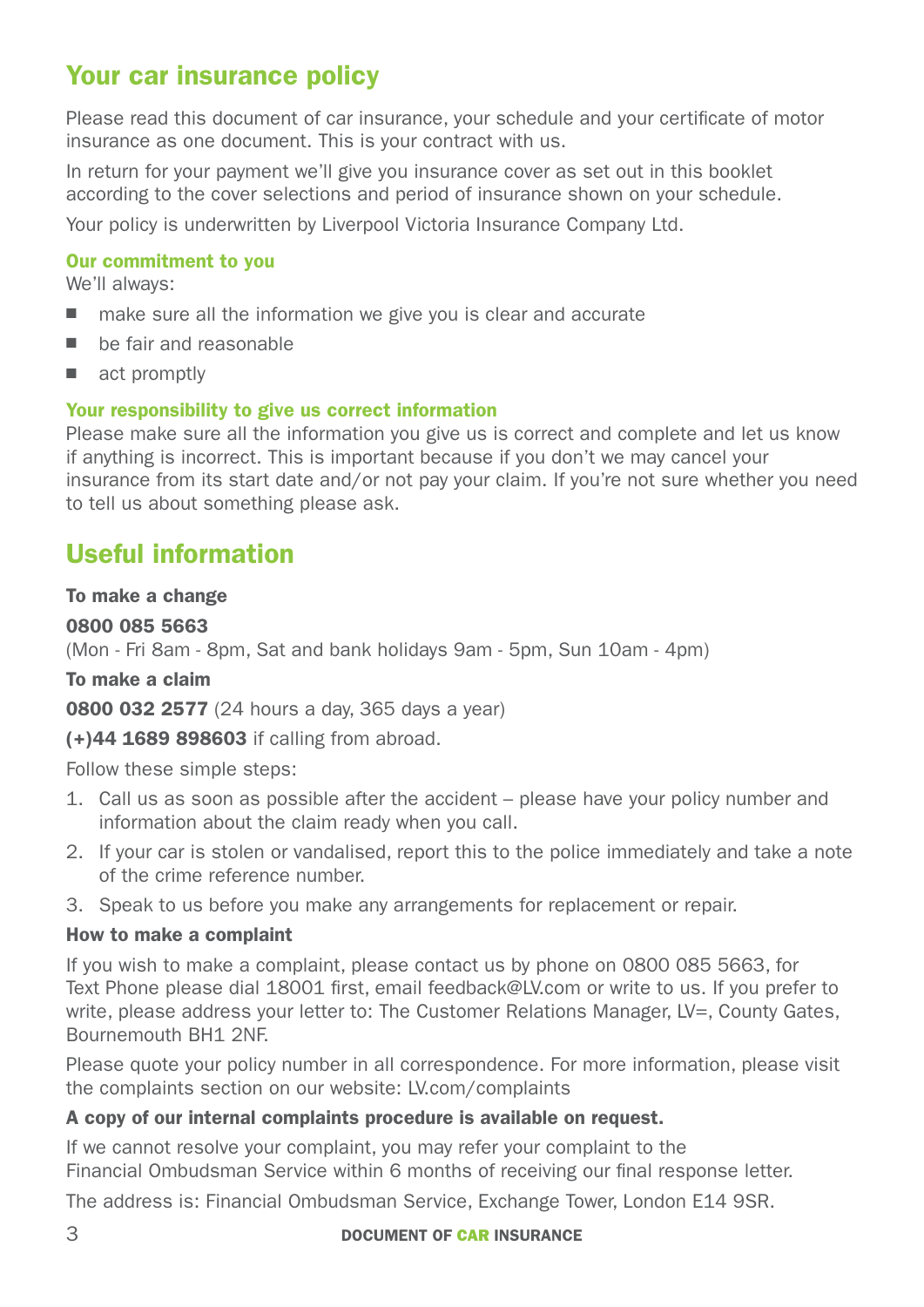## Your car insurance policy

Please read this document of car insurance, your schedule and your certificate of motor insurance as one document. This is your contract with us.

In return for your payment we'll give you insurance cover as set out in this booklet according to the cover selections and period of insurance shown on your schedule.

Your policy is underwritten by Liverpool Victoria Insurance Company Ltd.

### Our commitment to you

We'll always:

- make sure all the information we give you is clear and accurate
- be fair and reasonable
- act promptly

### Your responsibility to give us correct information

Please make sure all the information you give us is correct and complete and let us know if anything is incorrect. This is important because if you don't we may cancel your insurance from its start date and/or not pay your claim. If you're not sure whether you need to tell us about something please ask.

## Useful information

**To make a change**

**0800 085 5663**

(Mon - Fri 8am - 8pm, Sat and bank holidays 9am - 5pm, Sun 10am - 4pm)

**To make a claim**

**0800 032 2577** (24 hours a day, 365 days a year)

**(+)44 1689 898603** if calling from abroad.

Follow these simple steps:

1. Call us as soon as possible after the accident – please have your policy number and information about the claim ready when you call.
2. If your car is stolen or vandalised, report this to the police immediately and take a note of the crime reference number.
3. Speak to us before you make any arrangements for replacement or repair.

**How to make a complaint**

If you wish to make a complaint, please contact us by phone on 0800 085 5663, for Text Phone please dial 18001 first, email feedback@LV.com or write to us. If you prefer to write, please address your letter to: The Customer Relations Manager, LV=, County Gates, Bournemouth BH1 2NF.

Please quote your policy number in all correspondence. For more information, please visit the complaints section on our website: LV.com/complaints

**A copy of our internal complaints procedure is available on request.**

If we cannot resolve your complaint, you may refer your complaint to the Financial Ombudsman Service within 6 months of receiving our final response letter.

The address is: Financial Ombudsman Service, Exchange Tower, London E14 9SR.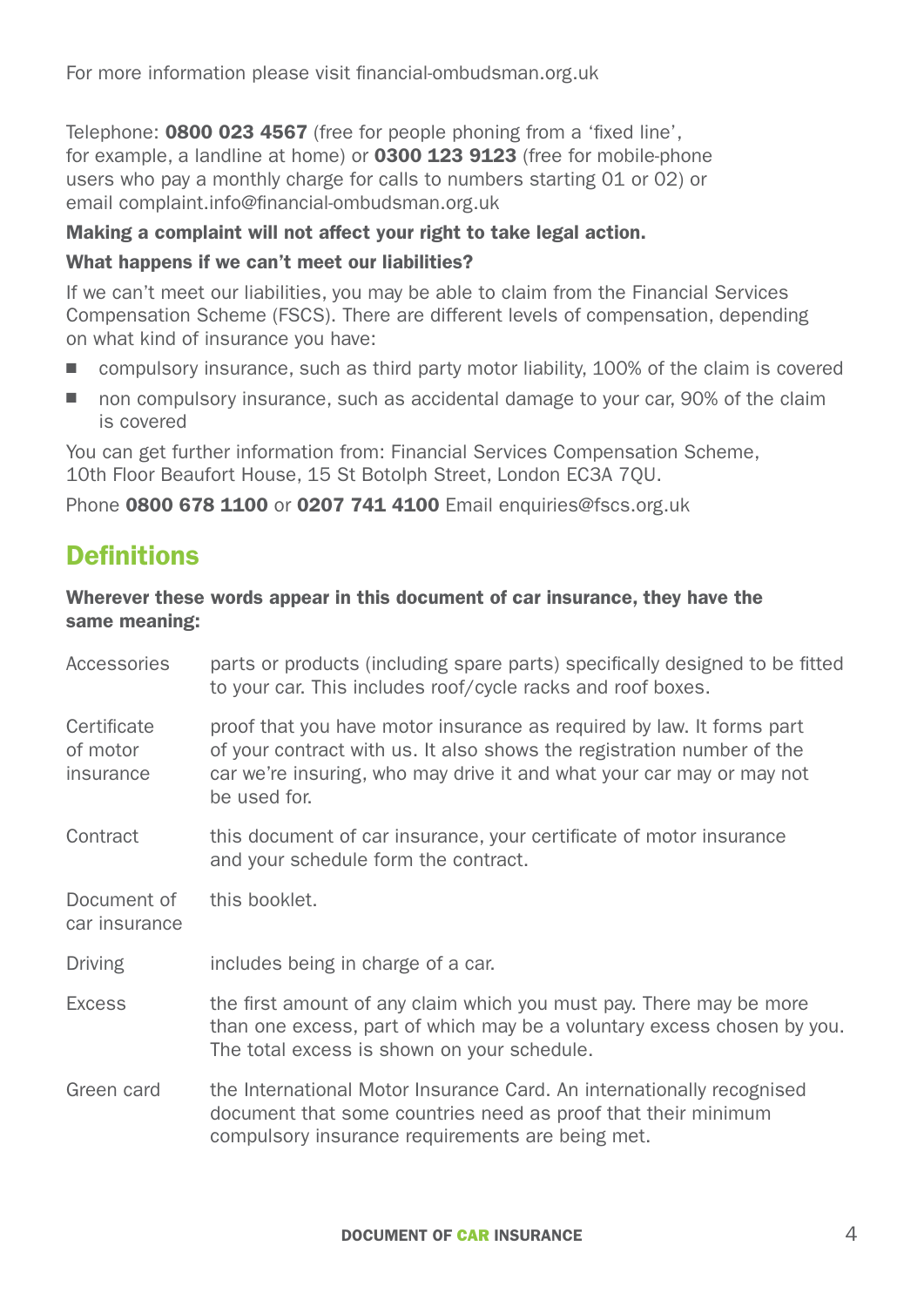For more information please visit financial-ombudsman.org.uk

Telephone: **0800 023 4567** (free for people phoning from a 'fixed line', for example, a landline at home) or **0300 123 9123** (free for mobile-phone users who pay a monthly charge for calls to numbers starting 01 or 02) or email complaint.info@financial-ombudsman.org.uk

**Making a complaint will not affect your right to take legal action.**

**What happens if we can't meet our liabilities?**

If we can't meet our liabilities, you may be able to claim from the Financial Services Compensation Scheme (FSCS). There are different levels of compensation, depending on what kind of insurance you have:

- compulsory insurance, such as third party motor liability, 100% of the claim is covered
- non compulsory insurance, such as accidental damage to your car, 90% of the claim is covered

You can get further information from: Financial Services Compensation Scheme, 10th Floor Beaufort House, 15 St Botolph Street, London EC3A 7QU.

Phone **0800 678 1100** or **0207 741 4100** Email enquiries@fscs.org.uk

## Definitions

**Wherever these words appear in this document of car insurance, they have the same meaning:**

| | |
|---|---|
| Accessories | parts or products (including spare parts) specifically designed to be fitted to your car. This includes roof/cycle racks and roof boxes. |
| Certificate of motor insurance | proof that you have motor insurance as required by law. It forms part of your contract with us. It also shows the registration number of the car we're insuring, who may drive it and what your car may or may not be used for. |
| Contract | this document of car insurance, your certificate of motor insurance and your schedule form the contract. |
| Document of car insurance | this booklet. |
| Driving | includes being in charge of a car. |
| Excess | the first amount of any claim which you must pay. There may be more than one excess, part of which may be a voluntary excess chosen by you. The total excess is shown on your schedule. |
| Green card | the International Motor Insurance Card. An internationally recognised document that some countries need as proof that their minimum compulsory insurance requirements are being met. |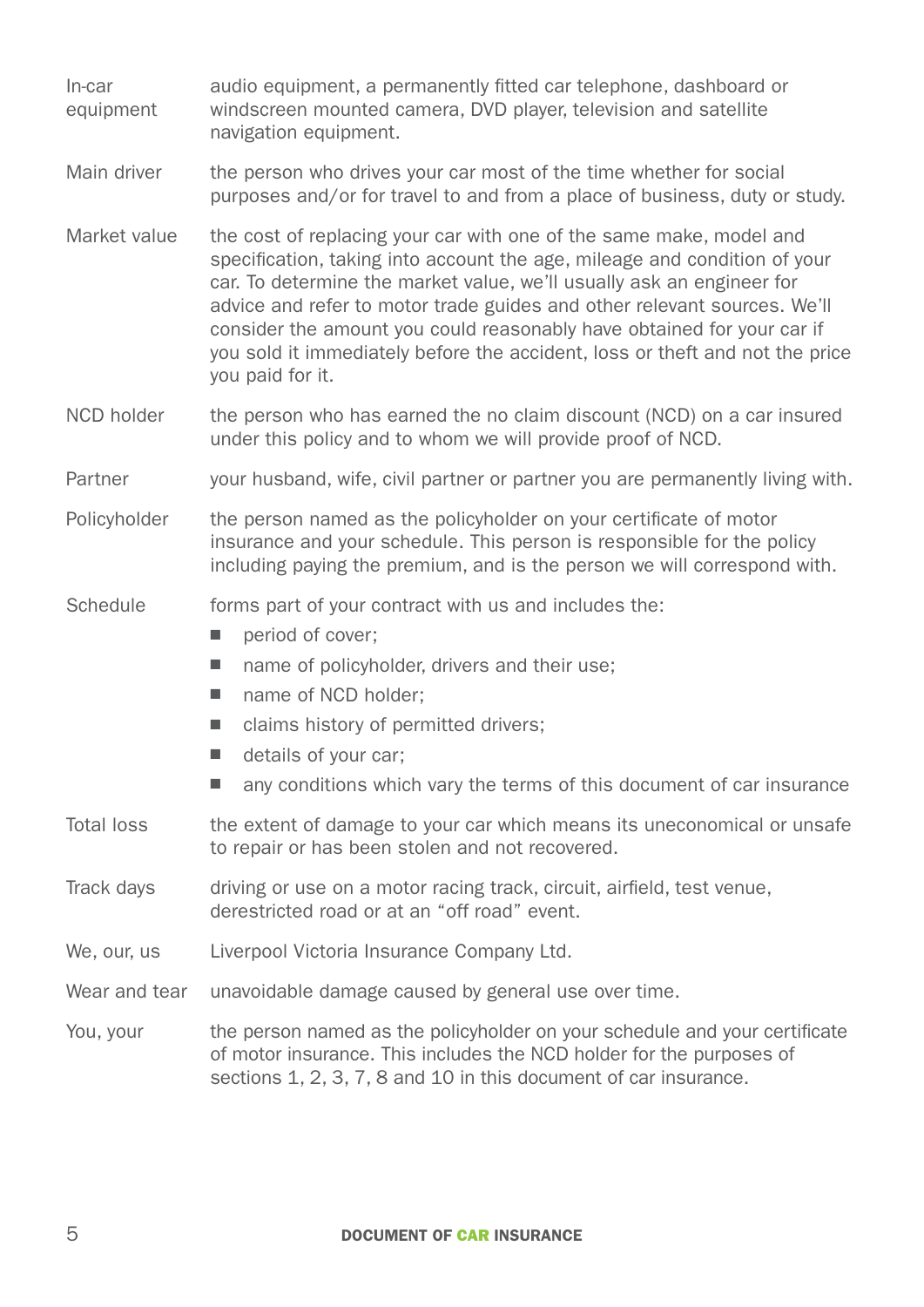| | |
|---|---|
| In-car equipment | audio equipment, a permanently fitted car telephone, dashboard or windscreen mounted camera, DVD player, television and satellite navigation equipment. |
| Main driver | the person who drives your car most of the time whether for social purposes and/or for travel to and from a place of business, duty or study. |
| Market value | the cost of replacing your car with one of the same make, model and specification, taking into account the age, mileage and condition of your car. To determine the market value, we'll usually ask an engineer for advice and refer to motor trade guides and other relevant sources. We'll consider the amount you could reasonably have obtained for your car if you sold it immediately before the accident, loss or theft and not the price you paid for it. |
| NCD holder | the person who has earned the no claim discount (NCD) on a car insured under this policy and to whom we will provide proof of NCD. |
| Partner | your husband, wife, civil partner or partner you are permanently living with. |
| Policyholder | the person named as the policyholder on your certificate of motor insurance and your schedule. This person is responsible for the policy including paying the premium, and is the person we will correspond with. |
| Schedule | forms part of your contract with us and includes the: <br>■ period of cover; <br>■ name of policyholder, drivers and their use; <br>■ name of NCD holder; <br>■ claims history of permitted drivers; <br>■ details of your car; <br>■ any conditions which vary the terms of this document of car insurance |
| Total loss | the extent of damage to your car which means its uneconomical or unsafe to repair or has been stolen and not recovered. |
| Track days | driving or use on a motor racing track, circuit, airfield, test venue, derestricted road or at an "off road" event. |
| We, our, us | Liverpool Victoria Insurance Company Ltd. |
| Wear and tear | unavoidable damage caused by general use over time. |
| You, your | the person named as the policyholder on your schedule and your certificate of motor insurance. This includes the NCD holder for the purposes of sections 1, 2, 3, 7, 8 and 10 in this document of car insurance. |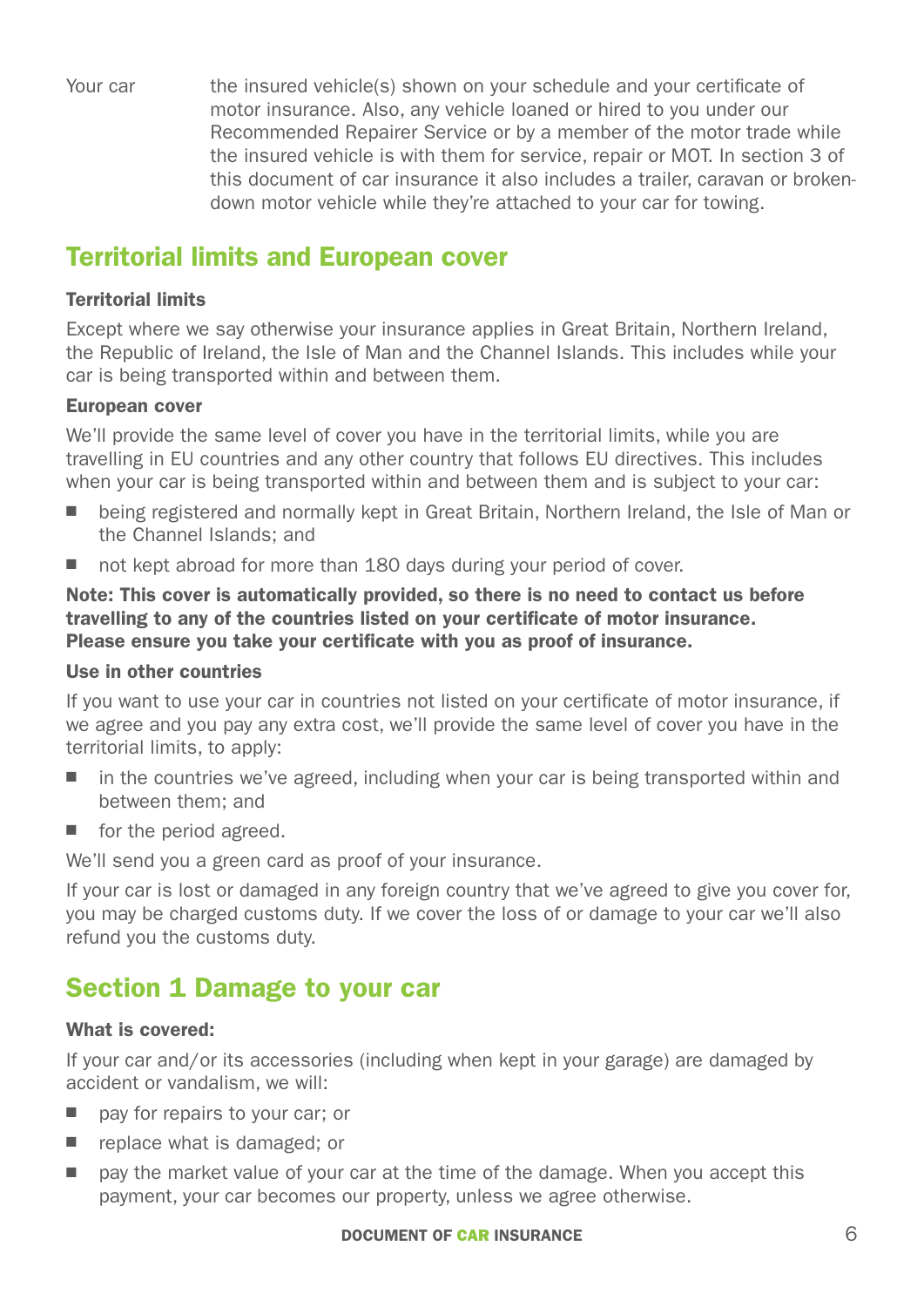| | |
|---|---|
| Your car | the insured vehicle(s) shown on your schedule and your certificate of motor insurance. Also, any vehicle loaned or hired to you under our Recommended Repairer Service or by a member of the motor trade while the insured vehicle is with them for service, repair or MOT. In section 3 of this document of car insurance it also includes a trailer, caravan or broken-down motor vehicle while they're attached to your car for towing. |

## Territorial limits and European cover

### Territorial limits

Except where we say otherwise your insurance applies in Great Britain, Northern Ireland, the Republic of Ireland, the Isle of Man and the Channel Islands. This includes while your car is being transported within and between them.

### European cover

We'll provide the same level of cover you have in the territorial limits, while you are travelling in EU countries and any other country that follows EU directives. This includes when your car is being transported within and between them and is subject to your car:

- being registered and normally kept in Great Britain, Northern Ireland, the Isle of Man or the Channel Islands; and
- not kept abroad for more than 180 days during your period of cover.

**Note: This cover is automatically provided, so there is no need to contact us before travelling to any of the countries listed on your certificate of motor insurance. Please ensure you take your certificate with you as proof of insurance.**

### Use in other countries

If you want to use your car in countries not listed on your certificate of motor insurance, if we agree and you pay any extra cost, we'll provide the same level of cover you have in the territorial limits, to apply:

- in the countries we've agreed, including when your car is being transported within and between them; and
- for the period agreed.

We'll send you a green card as proof of your insurance.

If your car is lost or damaged in any foreign country that we've agreed to give you cover for, you may be charged customs duty. If we cover the loss of or damage to your car we'll also refund you the customs duty.

## Section 1 Damage to your car

### What is covered:

If your car and/or its accessories (including when kept in your garage) are damaged by accident or vandalism, we will:

- pay for repairs to your car; or
- replace what is damaged; or
- pay the market value of your car at the time of the damage. When you accept this payment, your car becomes our property, unless we agree otherwise.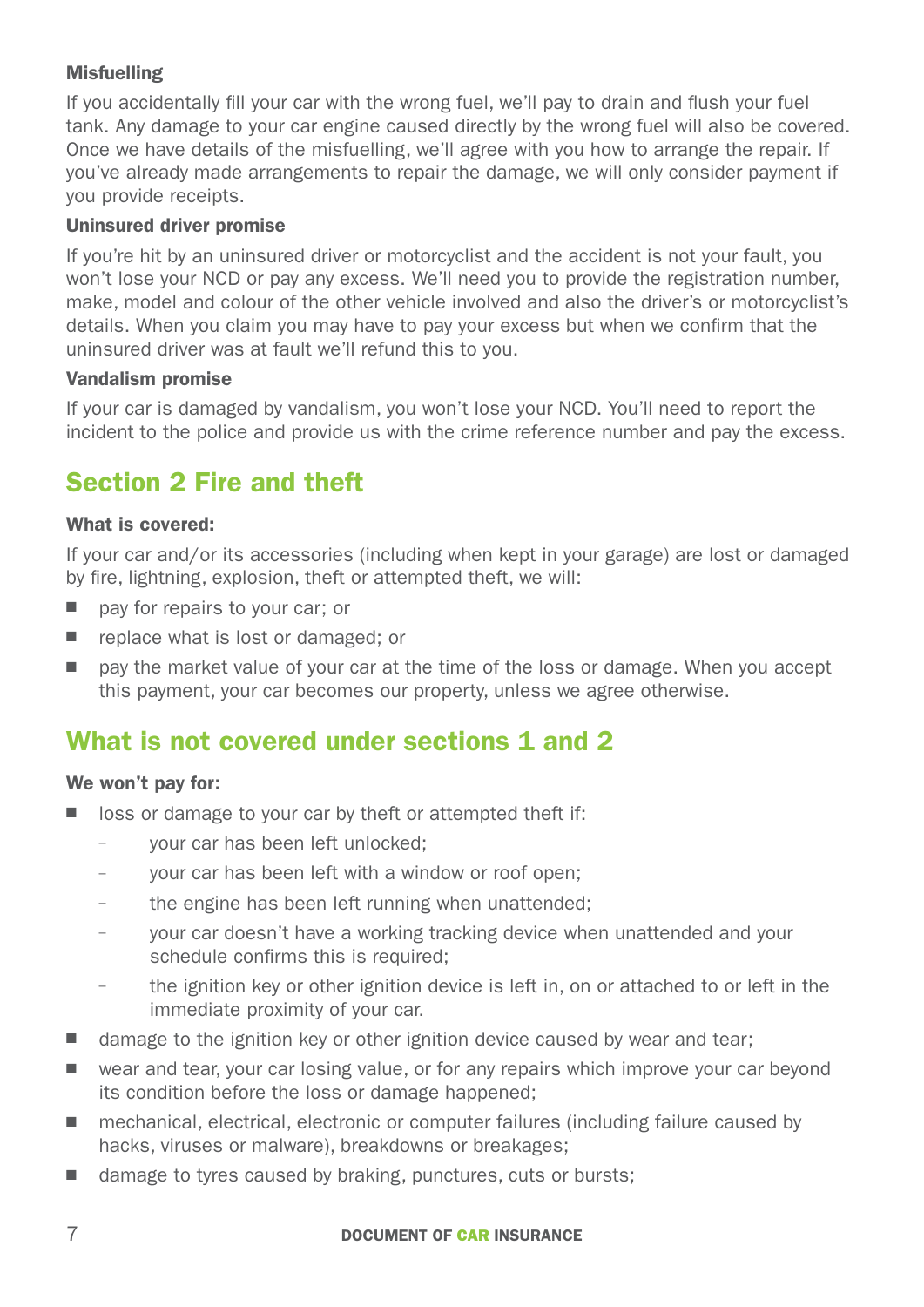### Misfuelling

If you accidentally fill your car with the wrong fuel, we'll pay to drain and flush your fuel tank. Any damage to your car engine caused directly by the wrong fuel will also be covered. Once we have details of the misfuelling, we'll agree with you how to arrange the repair. If you've already made arrangements to repair the damage, we will only consider payment if you provide receipts.

### Uninsured driver promise

If you're hit by an uninsured driver or motorcyclist and the accident is not your fault, you won't lose your NCD or pay any excess. We'll need you to provide the registration number, make, model and colour of the other vehicle involved and also the driver's or motorcyclist's details. When you claim you may have to pay your excess but when we confirm that the uninsured driver was at fault we'll refund this to you.

### Vandalism promise

If your car is damaged by vandalism, you won't lose your NCD. You'll need to report the incident to the police and provide us with the crime reference number and pay the excess.

## Section 2 Fire and theft

### What is covered:

If your car and/or its accessories (including when kept in your garage) are lost or damaged by fire, lightning, explosion, theft or attempted theft, we will:

- pay for repairs to your car; or
- replace what is lost or damaged; or
- pay the market value of your car at the time of the loss or damage. When you accept this payment, your car becomes our property, unless we agree otherwise.

## What is not covered under sections 1 and 2

### We won't pay for:

- loss or damage to your car by theft or attempted theft if:
  - your car has been left unlocked;
  - your car has been left with a window or roof open;
  - the engine has been left running when unattended;
  - your car doesn't have a working tracking device when unattended and your schedule confirms this is required;
  - the ignition key or other ignition device is left in, on or attached to or left in the immediate proximity of your car.
- damage to the ignition key or other ignition device caused by wear and tear;
- wear and tear, your car losing value, or for any repairs which improve your car beyond its condition before the loss or damage happened;
- mechanical, electrical, electronic or computer failures (including failure caused by hacks, viruses or malware), breakdowns or breakages;
- damage to tyres caused by braking, punctures, cuts or bursts;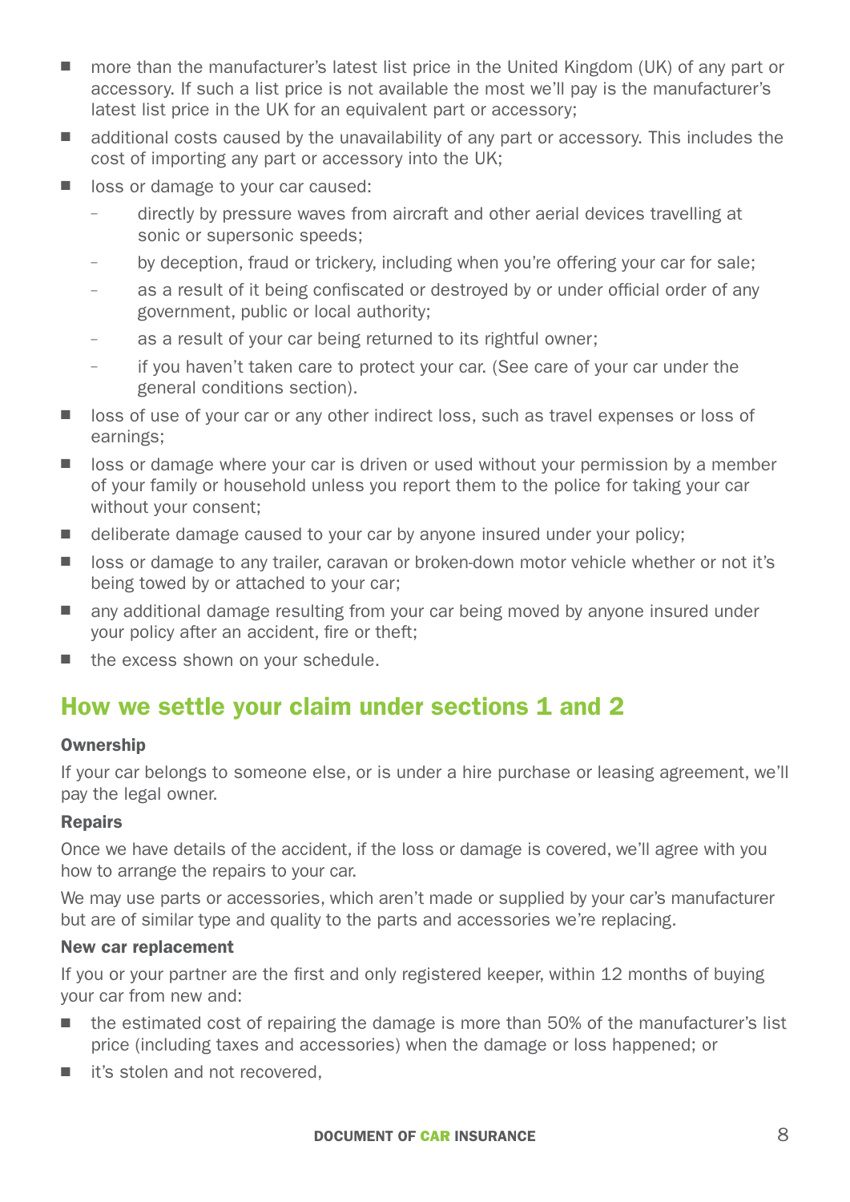- more than the manufacturer's latest list price in the United Kingdom (UK) of any part or accessory. If such a list price is not available the most we'll pay is the manufacturer's latest list price in the UK for an equivalent part or accessory;
- additional costs caused by the unavailability of any part or accessory. This includes the cost of importing any part or accessory into the UK;
- loss or damage to your car caused:
  - directly by pressure waves from aircraft and other aerial devices travelling at sonic or supersonic speeds;
  - by deception, fraud or trickery, including when you're offering your car for sale;
  - as a result of it being confiscated or destroyed by or under official order of any government, public or local authority;
  - as a result of your car being returned to its rightful owner;
  - if you haven't taken care to protect your car. (See care of your car under the general conditions section).
- loss of use of your car or any other indirect loss, such as travel expenses or loss of earnings;
- loss or damage where your car is driven or used without your permission by a member of your family or household unless you report them to the police for taking your car without your consent;
- deliberate damage caused to your car by anyone insured under your policy;
- loss or damage to any trailer, caravan or broken-down motor vehicle whether or not it's being towed by or attached to your car;
- any additional damage resulting from your car being moved by anyone insured under your policy after an accident, fire or theft;
- the excess shown on your schedule.

## How we settle your claim under sections 1 and 2

**Ownership**

If your car belongs to someone else, or is under a hire purchase or leasing agreement, we'll pay the legal owner.

**Repairs**

Once we have details of the accident, if the loss or damage is covered, we'll agree with you how to arrange the repairs to your car.

We may use parts or accessories, which aren't made or supplied by your car's manufacturer but are of similar type and quality to the parts and accessories we're replacing.

**New car replacement**

If you or your partner are the first and only registered keeper, within 12 months of buying your car from new and:

- the estimated cost of repairing the damage is more than 50% of the manufacturer's list price (including taxes and accessories) when the damage or loss happened; or
- it's stolen and not recovered,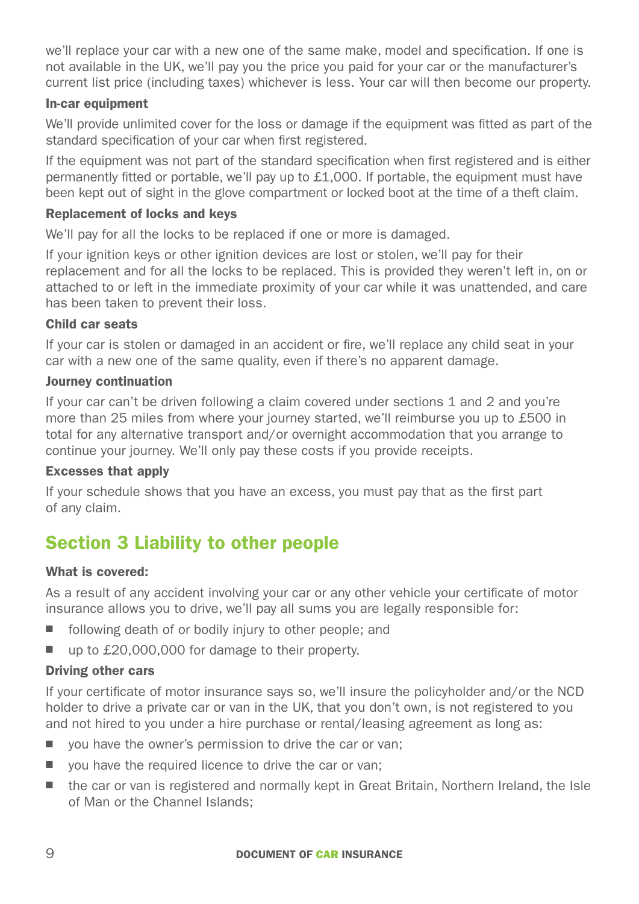we'll replace your car with a new one of the same make, model and specification. If one is not available in the UK, we'll pay you the price you paid for your car or the manufacturer's current list price (including taxes) whichever is less. Your car will then become our property.

**In-car equipment**

We'll provide unlimited cover for the loss or damage if the equipment was fitted as part of the standard specification of your car when first registered.

If the equipment was not part of the standard specification when first registered and is either permanently fitted or portable, we'll pay up to £1,000. If portable, the equipment must have been kept out of sight in the glove compartment or locked boot at the time of a theft claim.

**Replacement of locks and keys**

We'll pay for all the locks to be replaced if one or more is damaged.

If your ignition keys or other ignition devices are lost or stolen, we'll pay for their replacement and for all the locks to be replaced. This is provided they weren't left in, on or attached to or left in the immediate proximity of your car while it was unattended, and care has been taken to prevent their loss.

**Child car seats**

If your car is stolen or damaged in an accident or fire, we'll replace any child seat in your car with a new one of the same quality, even if there's no apparent damage.

**Journey continuation**

If your car can't be driven following a claim covered under sections 1 and 2 and you're more than 25 miles from where your journey started, we'll reimburse you up to £500 in total for any alternative transport and/or overnight accommodation that you arrange to continue your journey. We'll only pay these costs if you provide receipts.

**Excesses that apply**

If your schedule shows that you have an excess, you must pay that as the first part of any claim.

## Section 3 Liability to other people

**What is covered:**

As a result of any accident involving your car or any other vehicle your certificate of motor insurance allows you to drive, we'll pay all sums you are legally responsible for:

- following death of or bodily injury to other people; and
- up to £20,000,000 for damage to their property.

**Driving other cars**

If your certificate of motor insurance says so, we'll insure the policyholder and/or the NCD holder to drive a private car or van in the UK, that you don't own, is not registered to you and not hired to you under a hire purchase or rental/leasing agreement as long as:

- you have the owner's permission to drive the car or van;
- you have the required licence to drive the car or van;
- the car or van is registered and normally kept in Great Britain, Northern Ireland, the Isle of Man or the Channel Islands;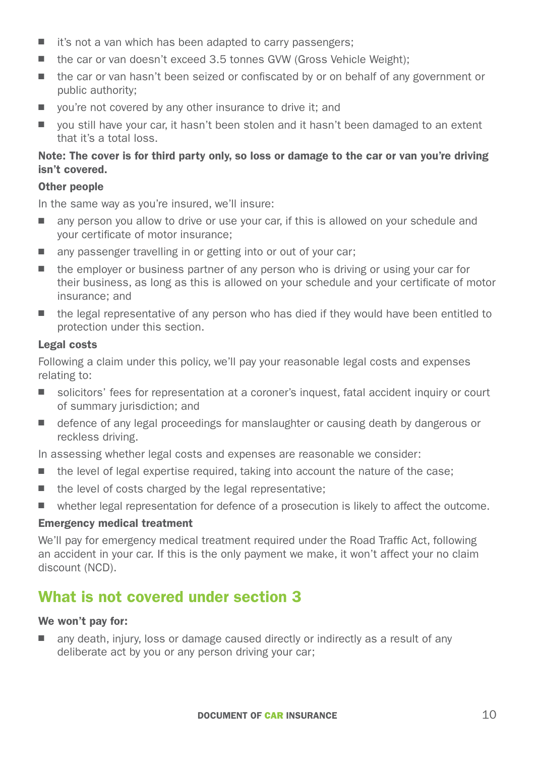- it's not a van which has been adapted to carry passengers;
- the car or van doesn't exceed 3.5 tonnes GVW (Gross Vehicle Weight);
- the car or van hasn't been seized or confiscated by or on behalf of any government or public authority;
- you're not covered by any other insurance to drive it; and
- you still have your car, it hasn't been stolen and it hasn't been damaged to an extent that it's a total loss.

**Note: The cover is for third party only, so loss or damage to the car or van you're driving isn't covered.**

**Other people**

In the same way as you're insured, we'll insure:

- any person you allow to drive or use your car, if this is allowed on your schedule and your certificate of motor insurance;
- any passenger travelling in or getting into or out of your car;
- the employer or business partner of any person who is driving or using your car for their business, as long as this is allowed on your schedule and your certificate of motor insurance; and
- the legal representative of any person who has died if they would have been entitled to protection under this section.

**Legal costs**

Following a claim under this policy, we'll pay your reasonable legal costs and expenses relating to:

- solicitors' fees for representation at a coroner's inquest, fatal accident inquiry or court of summary jurisdiction; and
- defence of any legal proceedings for manslaughter or causing death by dangerous or reckless driving.

In assessing whether legal costs and expenses are reasonable we consider:

- the level of legal expertise required, taking into account the nature of the case;
- the level of costs charged by the legal representative;
- whether legal representation for defence of a prosecution is likely to affect the outcome.

**Emergency medical treatment**

We'll pay for emergency medical treatment required under the Road Traffic Act, following an accident in your car. If this is the only payment we make, it won't affect your no claim discount (NCD).

## What is not covered under section 3

**We won't pay for:**

- any death, injury, loss or damage caused directly or indirectly as a result of any deliberate act by you or any person driving your car;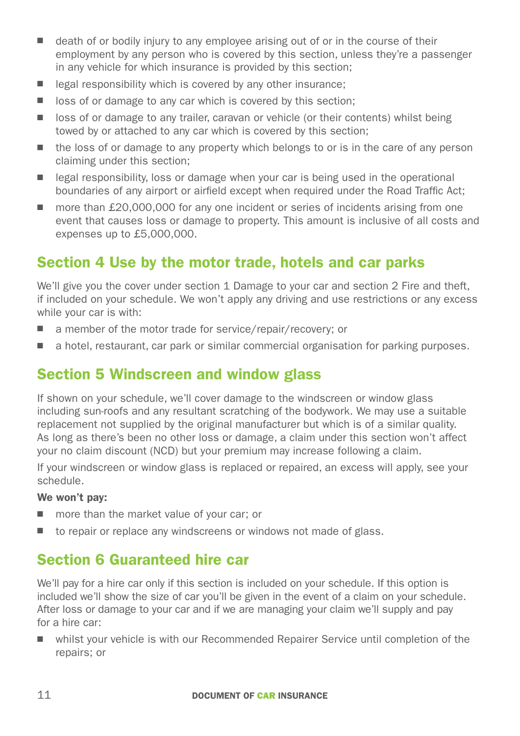- death of or bodily injury to any employee arising out of or in the course of their employment by any person who is covered by this section, unless they're a passenger in any vehicle for which insurance is provided by this section;
- legal responsibility which is covered by any other insurance;
- loss of or damage to any car which is covered by this section;
- loss of or damage to any trailer, caravan or vehicle (or their contents) whilst being towed by or attached to any car which is covered by this section;
- the loss of or damage to any property which belongs to or is in the care of any person claiming under this section;
- legal responsibility, loss or damage when your car is being used in the operational boundaries of any airport or airfield except when required under the Road Traffic Act;
- more than £20,000,000 for any one incident or series of incidents arising from one event that causes loss or damage to property. This amount is inclusive of all costs and expenses up to £5,000,000.

## Section 4 Use by the motor trade, hotels and car parks

We'll give you the cover under section 1 Damage to your car and section 2 Fire and theft, if included on your schedule. We won't apply any driving and use restrictions or any excess while your car is with:

- a member of the motor trade for service/repair/recovery; or
- a hotel, restaurant, car park or similar commercial organisation for parking purposes.

## Section 5 Windscreen and window glass

If shown on your schedule, we'll cover damage to the windscreen or window glass including sun-roofs and any resultant scratching of the bodywork. We may use a suitable replacement not supplied by the original manufacturer but which is of a similar quality. As long as there's been no other loss or damage, a claim under this section won't affect your no claim discount (NCD) but your premium may increase following a claim.

If your windscreen or window glass is replaced or repaired, an excess will apply, see your schedule.

**We won't pay:**

- more than the market value of your car; or
- to repair or replace any windscreens or windows not made of glass.

## Section 6 Guaranteed hire car

We'll pay for a hire car only if this section is included on your schedule. If this option is included we'll show the size of car you'll be given in the event of a claim on your schedule. After loss or damage to your car and if we are managing your claim we'll supply and pay for a hire car:

- whilst your vehicle is with our Recommended Repairer Service until completion of the repairs; or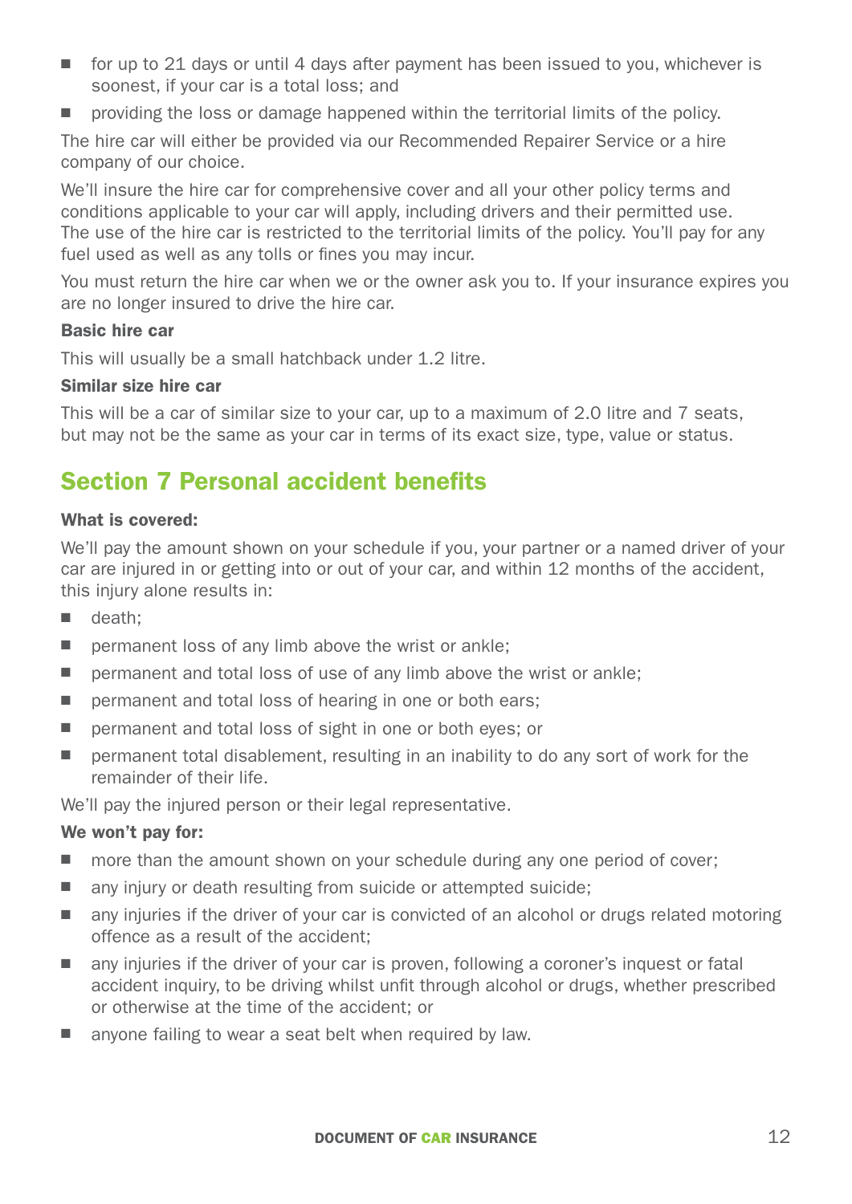- for up to 21 days or until 4 days after payment has been issued to you, whichever is soonest, if your car is a total loss; and
- providing the loss or damage happened within the territorial limits of the policy.

The hire car will either be provided via our Recommended Repairer Service or a hire company of our choice.

We'll insure the hire car for comprehensive cover and all your other policy terms and conditions applicable to your car will apply, including drivers and their permitted use. The use of the hire car is restricted to the territorial limits of the policy. You'll pay for any fuel used as well as any tolls or fines you may incur.

You must return the hire car when we or the owner ask you to. If your insurance expires you are no longer insured to drive the hire car.

**Basic hire car**

This will usually be a small hatchback under 1.2 litre.

**Similar size hire car**

This will be a car of similar size to your car, up to a maximum of 2.0 litre and 7 seats, but may not be the same as your car in terms of its exact size, type, value or status.

## Section 7 Personal accident benefits

**What is covered:**

We'll pay the amount shown on your schedule if you, your partner or a named driver of your car are injured in or getting into or out of your car, and within 12 months of the accident, this injury alone results in:

- death;
- permanent loss of any limb above the wrist or ankle;
- permanent and total loss of use of any limb above the wrist or ankle;
- permanent and total loss of hearing in one or both ears;
- permanent and total loss of sight in one or both eyes; or
- permanent total disablement, resulting in an inability to do any sort of work for the remainder of their life.

We'll pay the injured person or their legal representative.

**We won't pay for:**

- more than the amount shown on your schedule during any one period of cover;
- any injury or death resulting from suicide or attempted suicide;
- any injuries if the driver of your car is convicted of an alcohol or drugs related motoring offence as a result of the accident;
- any injuries if the driver of your car is proven, following a coroner's inquest or fatal accident inquiry, to be driving whilst unfit through alcohol or drugs, whether prescribed or otherwise at the time of the accident; or
- anyone failing to wear a seat belt when required by law.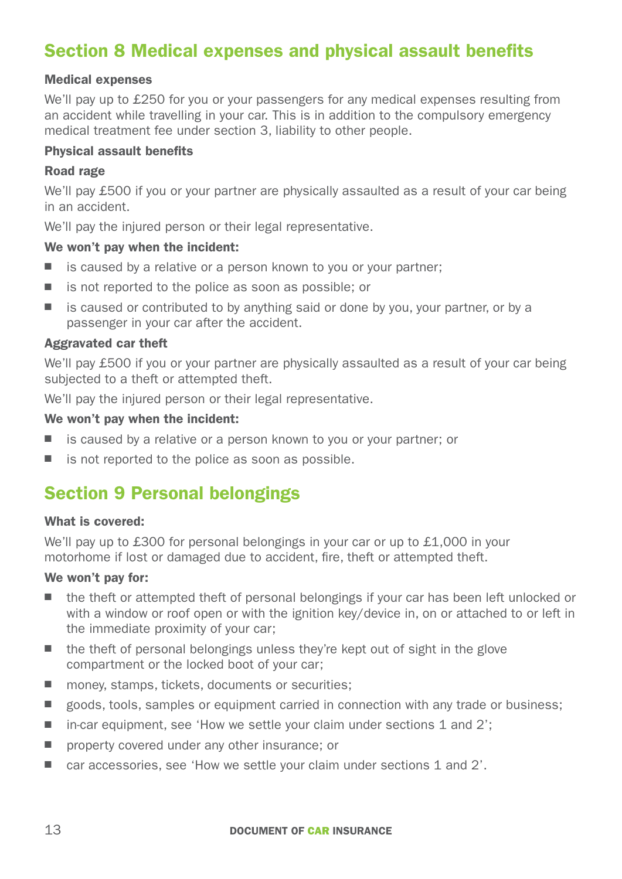## Section 8 Medical expenses and physical assault benefits

**Medical expenses**

We'll pay up to £250 for you or your passengers for any medical expenses resulting from an accident while travelling in your car. This is in addition to the compulsory emergency medical treatment fee under section 3, liability to other people.

**Physical assault benefits**

**Road rage**

We'll pay £500 if you or your partner are physically assaulted as a result of your car being in an accident.

We'll pay the injured person or their legal representative.

**We won't pay when the incident:**

- is caused by a relative or a person known to you or your partner;
- is not reported to the police as soon as possible; or
- is caused or contributed to by anything said or done by you, your partner, or by a passenger in your car after the accident.

**Aggravated car theft**

We'll pay £500 if you or your partner are physically assaulted as a result of your car being subjected to a theft or attempted theft.

We'll pay the injured person or their legal representative.

**We won't pay when the incident:**

- is caused by a relative or a person known to you or your partner; or
- is not reported to the police as soon as possible.

## Section 9 Personal belongings

**What is covered:**

We'll pay up to £300 for personal belongings in your car or up to £1,000 in your motorhome if lost or damaged due to accident, fire, theft or attempted theft.

**We won't pay for:**

- the theft or attempted theft of personal belongings if your car has been left unlocked or with a window or roof open or with the ignition key/device in, on or attached to or left in the immediate proximity of your car;
- the theft of personal belongings unless they're kept out of sight in the glove compartment or the locked boot of your car;
- money, stamps, tickets, documents or securities;
- goods, tools, samples or equipment carried in connection with any trade or business;
- in-car equipment, see 'How we settle your claim under sections 1 and 2';
- property covered under any other insurance; or
- car accessories, see 'How we settle your claim under sections 1 and 2'.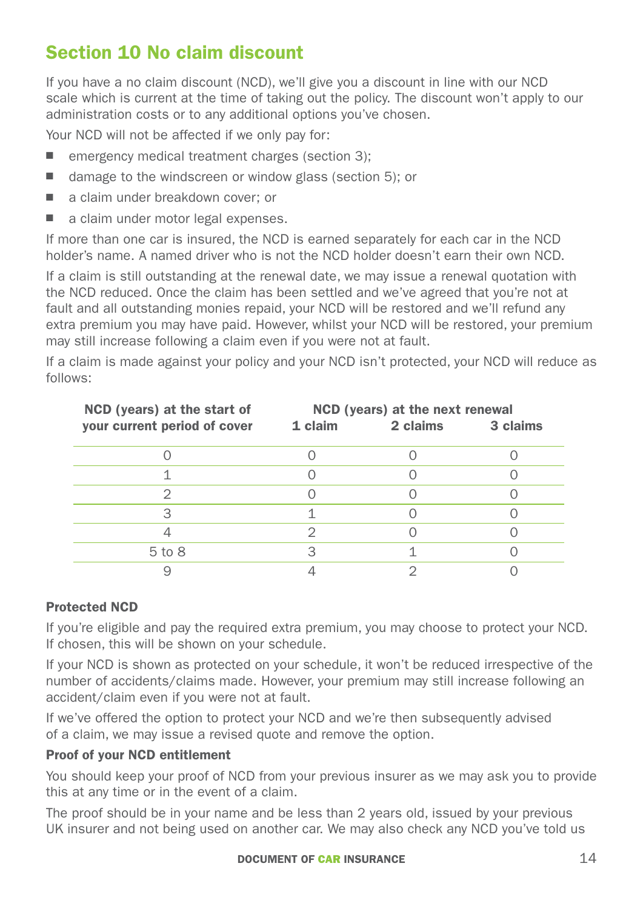## Section 10 No claim discount

If you have a no claim discount (NCD), we'll give you a discount in line with our NCD scale which is current at the time of taking out the policy. The discount won't apply to our administration costs or to any additional options you've chosen.

Your NCD will not be affected if we only pay for:

- emergency medical treatment charges (section 3);
- damage to the windscreen or window glass (section 5); or
- a claim under breakdown cover; or
- a claim under motor legal expenses.

If more than one car is insured, the NCD is earned separately for each car in the NCD holder's name. A named driver who is not the NCD holder doesn't earn their own NCD.

If a claim is still outstanding at the renewal date, we may issue a renewal quotation with the NCD reduced. Once the claim has been settled and we've agreed that you're not at fault and all outstanding monies repaid, your NCD will be restored and we'll refund any extra premium you may have paid. However, whilst your NCD will be restored, your premium may still increase following a claim even if you were not at fault.

If a claim is made against your policy and your NCD isn't protected, your NCD will reduce as follows:

| NCD (years) at the start of your current period of cover | NCD (years) at the next renewal | | |
|---|---|---|---|
| | 1 claim | 2 claims | 3 claims |
| 0 | 0 | 0 | 0 |
| 1 | 0 | 0 | 0 |
| 2 | 0 | 0 | 0 |
| 3 | 1 | 0 | 0 |
| 4 | 2 | 0 | 0 |
| 5 to 8 | 3 | 1 | 0 |
| 9 | 4 | 2 | 0 |

**Protected NCD**

If you're eligible and pay the required extra premium, you may choose to protect your NCD. If chosen, this will be shown on your schedule.

If your NCD is shown as protected on your schedule, it won't be reduced irrespective of the number of accidents/claims made. However, your premium may still increase following an accident/claim even if you were not at fault.

If we've offered the option to protect your NCD and we're then subsequently advised of a claim, we may issue a revised quote and remove the option.

**Proof of your NCD entitlement**

You should keep your proof of NCD from your previous insurer as we may ask you to provide this at any time or in the event of a claim.

The proof should be in your name and be less than 2 years old, issued by your previous UK insurer and not being used on another car. We may also check any NCD you've told us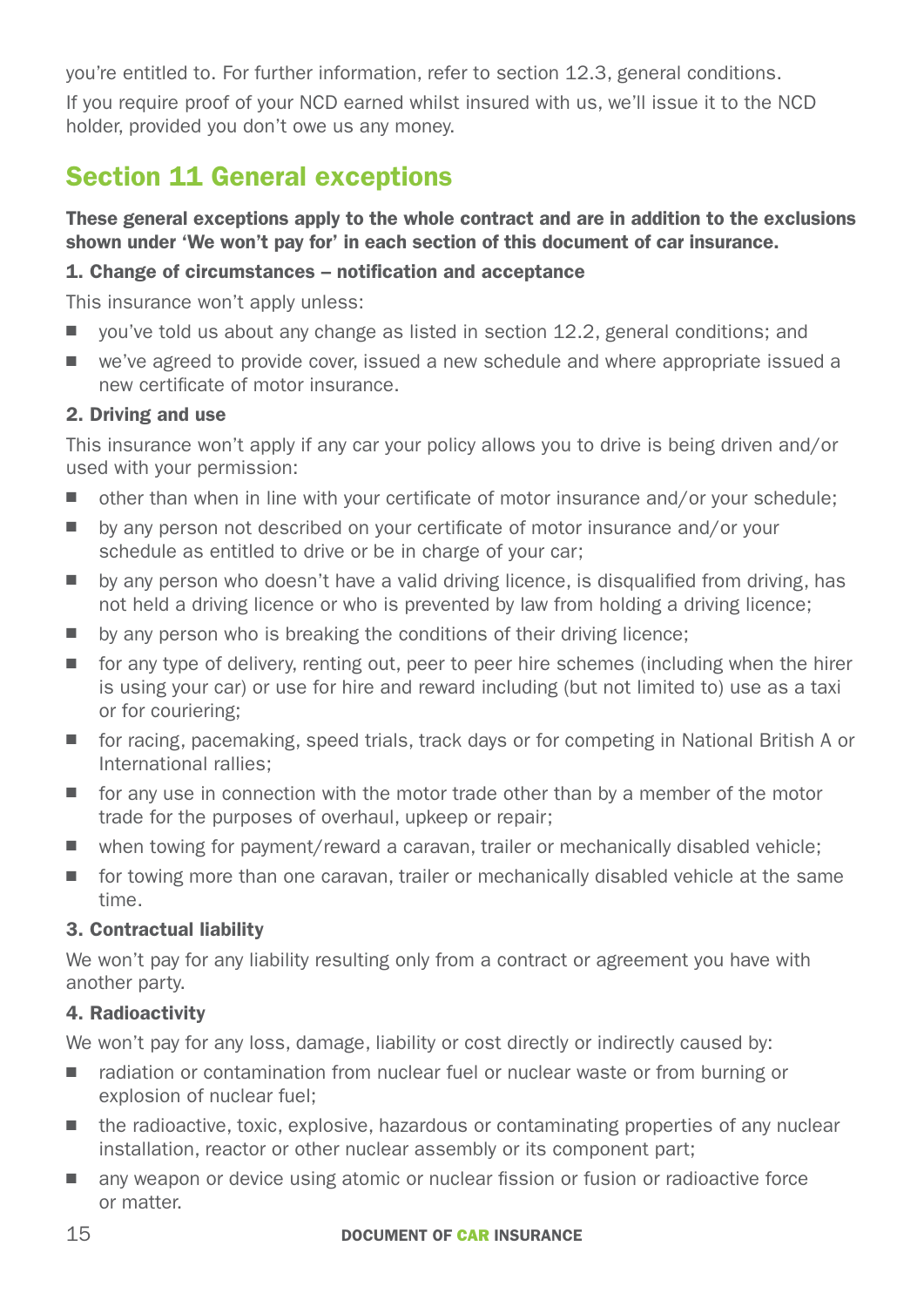you're entitled to. For further information, refer to section 12.3, general conditions.

If you require proof of your NCD earned whilst insured with us, we'll issue it to the NCD holder, provided you don't owe us any money.

## Section 11 General exceptions

**These general exceptions apply to the whole contract and are in addition to the exclusions shown under 'We won't pay for' in each section of this document of car insurance.**

### 1. Change of circumstances – notification and acceptance

This insurance won't apply unless:

- you've told us about any change as listed in section 12.2, general conditions; and
- we've agreed to provide cover, issued a new schedule and where appropriate issued a new certificate of motor insurance.

### 2. Driving and use

This insurance won't apply if any car your policy allows you to drive is being driven and/or used with your permission:

- other than when in line with your certificate of motor insurance and/or your schedule;
- by any person not described on your certificate of motor insurance and/or your schedule as entitled to drive or be in charge of your car;
- by any person who doesn't have a valid driving licence, is disqualified from driving, has not held a driving licence or who is prevented by law from holding a driving licence;
- by any person who is breaking the conditions of their driving licence;
- for any type of delivery, renting out, peer to peer hire schemes (including when the hirer is using your car) or use for hire and reward including (but not limited to) use as a taxi or for couriering;
- for racing, pacemaking, speed trials, track days or for competing in National British A or International rallies;
- for any use in connection with the motor trade other than by a member of the motor trade for the purposes of overhaul, upkeep or repair;
- when towing for payment/reward a caravan, trailer or mechanically disabled vehicle;
- for towing more than one caravan, trailer or mechanically disabled vehicle at the same time.

### 3. Contractual liability

We won't pay for any liability resulting only from a contract or agreement you have with another party.

### 4. Radioactivity

We won't pay for any loss, damage, liability or cost directly or indirectly caused by:

- radiation or contamination from nuclear fuel or nuclear waste or from burning or explosion of nuclear fuel;
- the radioactive, toxic, explosive, hazardous or contaminating properties of any nuclear installation, reactor or other nuclear assembly or its component part;
- any weapon or device using atomic or nuclear fission or fusion or radioactive force or matter.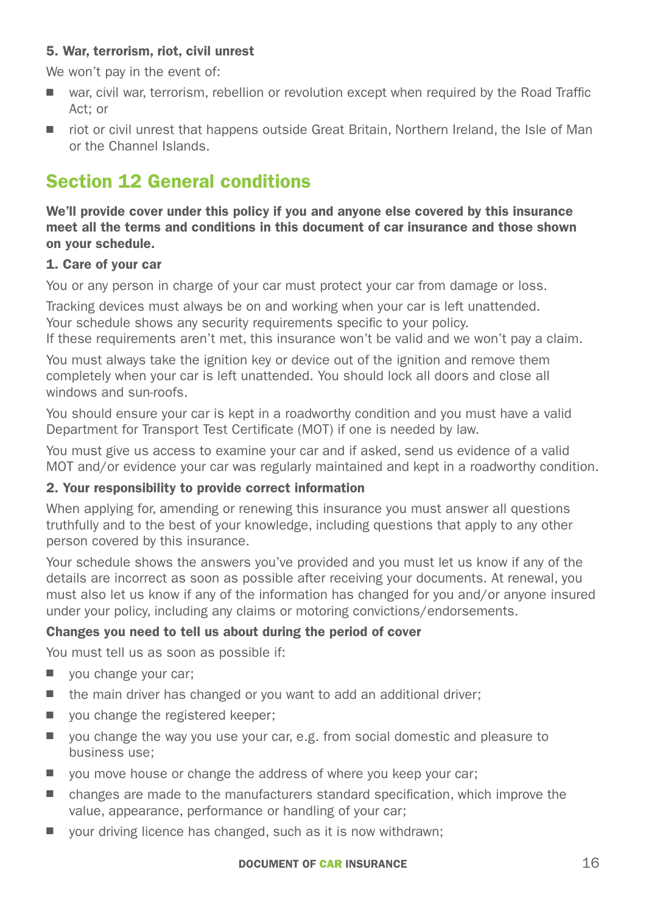### 5. War, terrorism, riot, civil unrest

We won't pay in the event of:

- war, civil war, terrorism, rebellion or revolution except when required by the Road Traffic Act; or
- riot or civil unrest that happens outside Great Britain, Northern Ireland, the Isle of Man or the Channel Islands.

## Section 12 General conditions

**We'll provide cover under this policy if you and anyone else covered by this insurance meet all the terms and conditions in this document of car insurance and those shown on your schedule.**

### 1. Care of your car

You or any person in charge of your car must protect your car from damage or loss.

Tracking devices must always be on and working when your car is left unattended.
Your schedule shows any security requirements specific to your policy.
If these requirements aren't met, this insurance won't be valid and we won't pay a claim.

You must always take the ignition key or device out of the ignition and remove them completely when your car is left unattended. You should lock all doors and close all windows and sun-roofs.

You should ensure your car is kept in a roadworthy condition and you must have a valid Department for Transport Test Certificate (MOT) if one is needed by law.

You must give us access to examine your car and if asked, send us evidence of a valid MOT and/or evidence your car was regularly maintained and kept in a roadworthy condition.

### 2. Your responsibility to provide correct information

When applying for, amending or renewing this insurance you must answer all questions truthfully and to the best of your knowledge, including questions that apply to any other person covered by this insurance.

Your schedule shows the answers you've provided and you must let us know if any of the details are incorrect as soon as possible after receiving your documents. At renewal, you must also let us know if any of the information has changed for you and/or anyone insured under your policy, including any claims or motoring convictions/endorsements.

**Changes you need to tell us about during the period of cover**

You must tell us as soon as possible if:

- you change your car;
- the main driver has changed or you want to add an additional driver;
- you change the registered keeper;
- you change the way you use your car, e.g. from social domestic and pleasure to business use;
- you move house or change the address of where you keep your car;
- changes are made to the manufacturers standard specification, which improve the value, appearance, performance or handling of your car;
- your driving licence has changed, such as it is now withdrawn;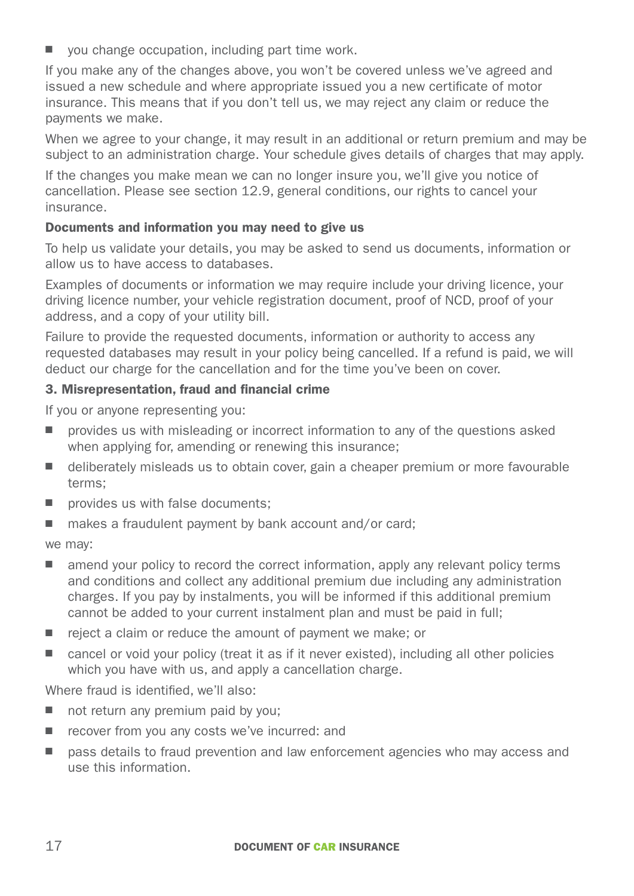- you change occupation, including part time work.

If you make any of the changes above, you won't be covered unless we've agreed and issued a new schedule and where appropriate issued you a new certificate of motor insurance. This means that if you don't tell us, we may reject any claim or reduce the payments we make.

When we agree to your change, it may result in an additional or return premium and may be subject to an administration charge. Your schedule gives details of charges that may apply.

If the changes you make mean we can no longer insure you, we'll give you notice of cancellation. Please see section 12.9, general conditions, our rights to cancel your insurance.

**Documents and information you may need to give us**

To help us validate your details, you may be asked to send us documents, information or allow us to have access to databases.

Examples of documents or information we may require include your driving licence, your driving licence number, your vehicle registration document, proof of NCD, proof of your address, and a copy of your utility bill.

Failure to provide the requested documents, information or authority to access any requested databases may result in your policy being cancelled. If a refund is paid, we will deduct our charge for the cancellation and for the time you've been on cover.

**3. Misrepresentation, fraud and financial crime**

If you or anyone representing you:

- provides us with misleading or incorrect information to any of the questions asked when applying for, amending or renewing this insurance;
- deliberately misleads us to obtain cover, gain a cheaper premium or more favourable terms;
- provides us with false documents;
- makes a fraudulent payment by bank account and/or card;

we may:

- amend your policy to record the correct information, apply any relevant policy terms and conditions and collect any additional premium due including any administration charges. If you pay by instalments, you will be informed if this additional premium cannot be added to your current instalment plan and must be paid in full;
- reject a claim or reduce the amount of payment we make; or
- cancel or void your policy (treat it as if it never existed), including all other policies which you have with us, and apply a cancellation charge.

Where fraud is identified, we'll also:

- not return any premium paid by you;
- recover from you any costs we've incurred: and
- pass details to fraud prevention and law enforcement agencies who may access and use this information.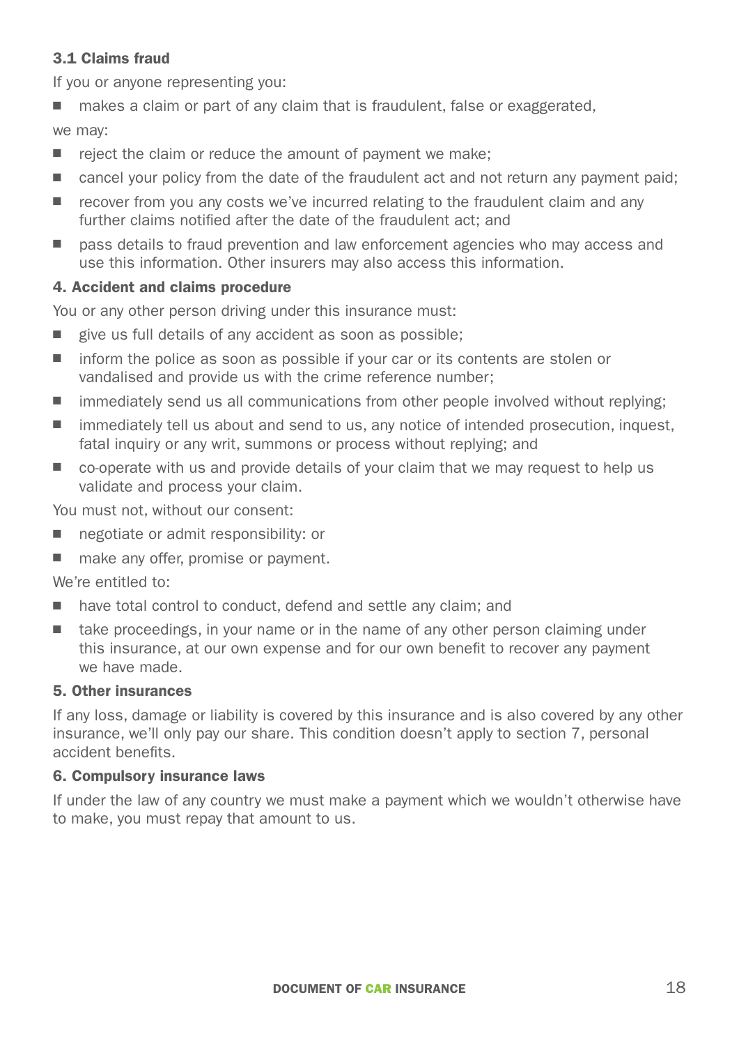### 3.1 Claims fraud

If you or anyone representing you:

- makes a claim or part of any claim that is fraudulent, false or exaggerated,

we may:

- reject the claim or reduce the amount of payment we make;
- cancel your policy from the date of the fraudulent act and not return any payment paid;
- recover from you any costs we've incurred relating to the fraudulent claim and any further claims notified after the date of the fraudulent act; and
- pass details to fraud prevention and law enforcement agencies who may access and use this information. Other insurers may also access this information.

### 4. Accident and claims procedure

You or any other person driving under this insurance must:

- give us full details of any accident as soon as possible;
- inform the police as soon as possible if your car or its contents are stolen or vandalised and provide us with the crime reference number;
- immediately send us all communications from other people involved without replying;
- immediately tell us about and send to us, any notice of intended prosecution, inquest, fatal inquiry or any writ, summons or process without replying; and
- co-operate with us and provide details of your claim that we may request to help us validate and process your claim.

You must not, without our consent:

- negotiate or admit responsibility: or
- make any offer, promise or payment.

We're entitled to:

- have total control to conduct, defend and settle any claim; and
- take proceedings, in your name or in the name of any other person claiming under this insurance, at our own expense and for our own benefit to recover any payment we have made.

### 5. Other insurances

If any loss, damage or liability is covered by this insurance and is also covered by any other insurance, we'll only pay our share. This condition doesn't apply to section 7, personal accident benefits.

### 6. Compulsory insurance laws

If under the law of any country we must make a payment which we wouldn't otherwise have to make, you must repay that amount to us.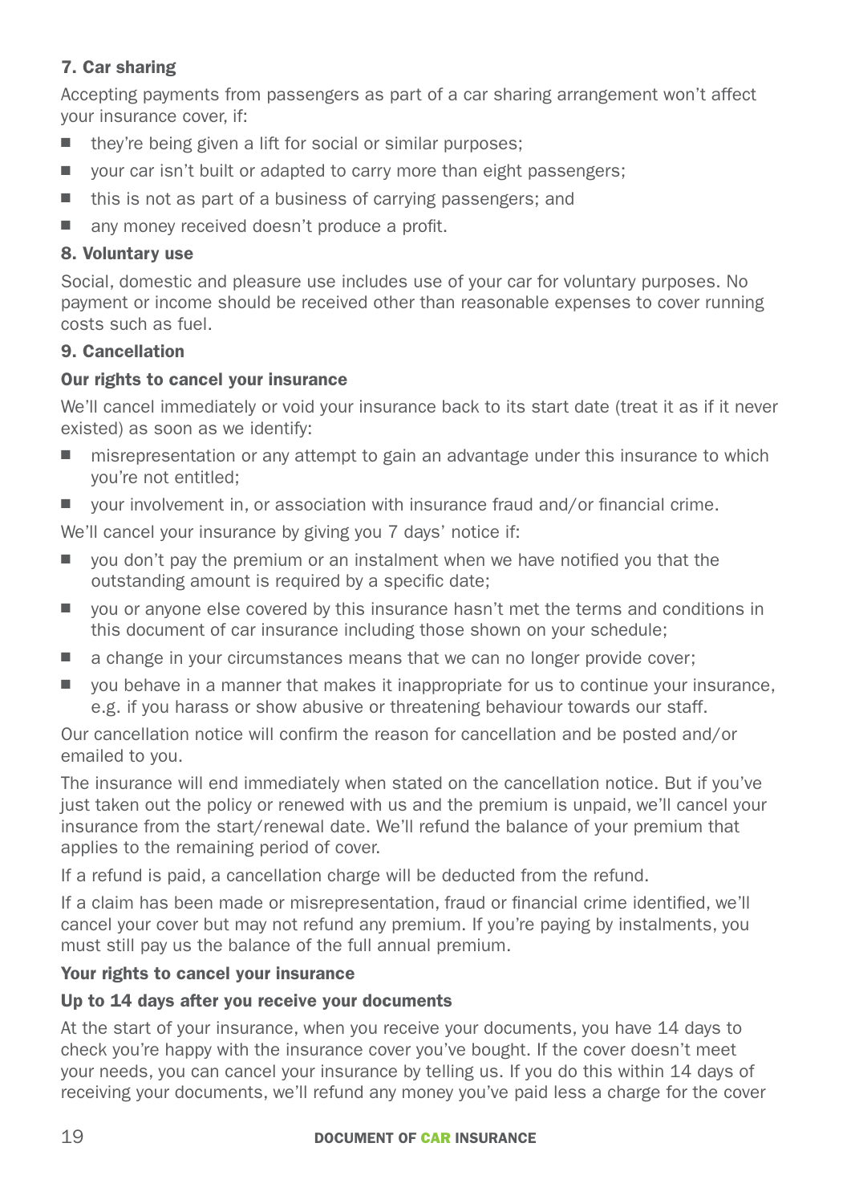### 7. Car sharing

Accepting payments from passengers as part of a car sharing arrangement won't affect your insurance cover, if:

- they're being given a lift for social or similar purposes;
- your car isn't built or adapted to carry more than eight passengers;
- this is not as part of a business of carrying passengers; and
- any money received doesn't produce a profit.

### 8. Voluntary use

Social, domestic and pleasure use includes use of your car for voluntary purposes. No payment or income should be received other than reasonable expenses to cover running costs such as fuel.

### 9. Cancellation

#### Our rights to cancel your insurance

We'll cancel immediately or void your insurance back to its start date (treat it as if it never existed) as soon as we identify:

- misrepresentation or any attempt to gain an advantage under this insurance to which you're not entitled;
- your involvement in, or association with insurance fraud and/or financial crime.

We'll cancel your insurance by giving you 7 days' notice if:

- you don't pay the premium or an instalment when we have notified you that the outstanding amount is required by a specific date;
- you or anyone else covered by this insurance hasn't met the terms and conditions in this document of car insurance including those shown on your schedule;
- a change in your circumstances means that we can no longer provide cover;
- you behave in a manner that makes it inappropriate for us to continue your insurance, e.g. if you harass or show abusive or threatening behaviour towards our staff.

Our cancellation notice will confirm the reason for cancellation and be posted and/or emailed to you.

The insurance will end immediately when stated on the cancellation notice. But if you've just taken out the policy or renewed with us and the premium is unpaid, we'll cancel your insurance from the start/renewal date. We'll refund the balance of your premium that applies to the remaining period of cover.

If a refund is paid, a cancellation charge will be deducted from the refund.

If a claim has been made or misrepresentation, fraud or financial crime identified, we'll cancel your cover but may not refund any premium. If you're paying by instalments, you must still pay us the balance of the full annual premium.

#### Your rights to cancel your insurance

#### Up to 14 days after you receive your documents

At the start of your insurance, when you receive your documents, you have 14 days to check you're happy with the insurance cover you've bought. If the cover doesn't meet your needs, you can cancel your insurance by telling us. If you do this within 14 days of receiving your documents, we'll refund any money you've paid less a charge for the cover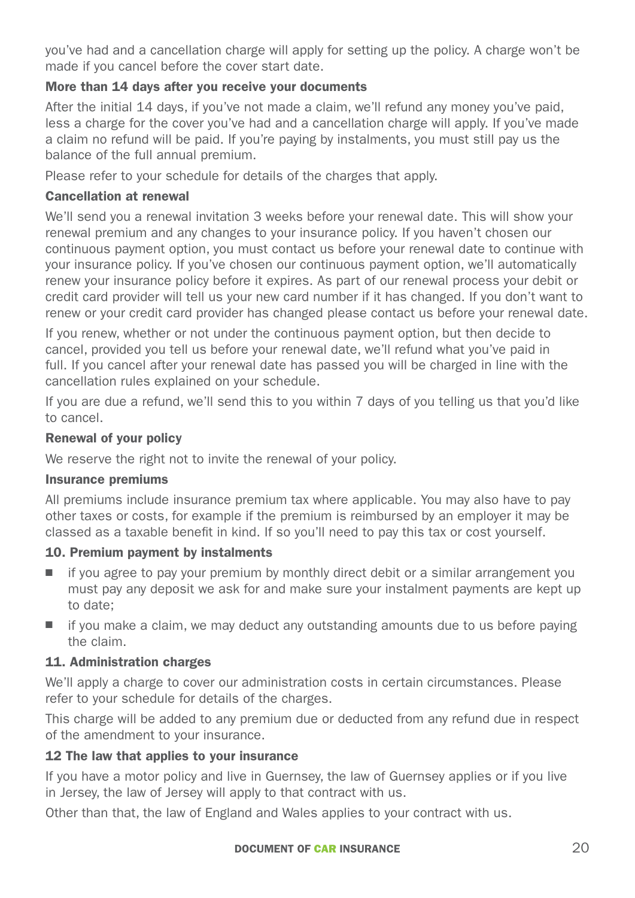you've had and a cancellation charge will apply for setting up the policy. A charge won't be made if you cancel before the cover start date.

### More than 14 days after you receive your documents

After the initial 14 days, if you've not made a claim, we'll refund any money you've paid, less a charge for the cover you've had and a cancellation charge will apply. If you've made a claim no refund will be paid. If you're paying by instalments, you must still pay us the balance of the full annual premium.

Please refer to your schedule for details of the charges that apply.

### Cancellation at renewal

We'll send you a renewal invitation 3 weeks before your renewal date. This will show your renewal premium and any changes to your insurance policy. If you haven't chosen our continuous payment option, you must contact us before your renewal date to continue with your insurance policy. If you've chosen our continuous payment option, we'll automatically renew your insurance policy before it expires. As part of our renewal process your debit or credit card provider will tell us your new card number if it has changed. If you don't want to renew or your credit card provider has changed please contact us before your renewal date.

If you renew, whether or not under the continuous payment option, but then decide to cancel, provided you tell us before your renewal date, we'll refund what you've paid in full. If you cancel after your renewal date has passed you will be charged in line with the cancellation rules explained on your schedule.

If you are due a refund, we'll send this to you within 7 days of you telling us that you'd like to cancel.

### Renewal of your policy

We reserve the right not to invite the renewal of your policy.

### Insurance premiums

All premiums include insurance premium tax where applicable. You may also have to pay other taxes or costs, for example if the premium is reimbursed by an employer it may be classed as a taxable benefit in kind. If so you'll need to pay this tax or cost yourself.

### 10. Premium payment by instalments

- if you agree to pay your premium by monthly direct debit or a similar arrangement you must pay any deposit we ask for and make sure your instalment payments are kept up to date;
- if you make a claim, we may deduct any outstanding amounts due to us before paying the claim.

### 11. Administration charges

We'll apply a charge to cover our administration costs in certain circumstances. Please refer to your schedule for details of the charges.

This charge will be added to any premium due or deducted from any refund due in respect of the amendment to your insurance.

### 12 The law that applies to your insurance

If you have a motor policy and live in Guernsey, the law of Guernsey applies or if you live in Jersey, the law of Jersey will apply to that contract with us.

Other than that, the law of England and Wales applies to your contract with us.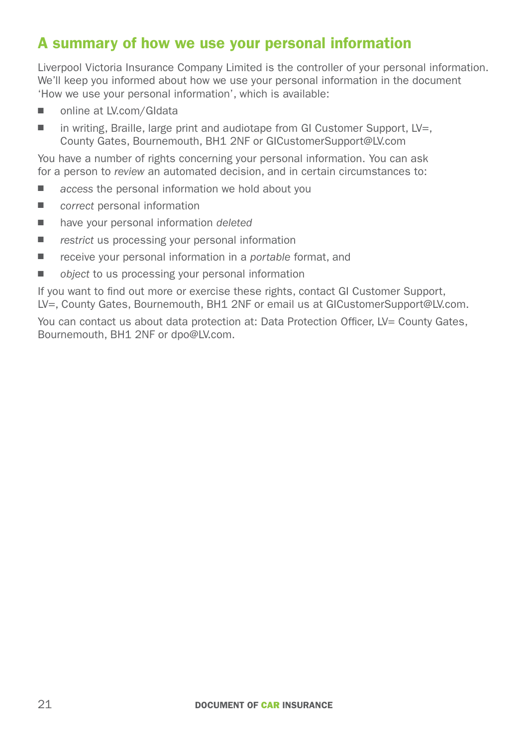## A summary of how we use your personal information

Liverpool Victoria Insurance Company Limited is the controller of your personal information. We'll keep you informed about how we use your personal information in the document 'How we use your personal information', which is available:

- online at LV.com/GIdata
- in writing, Braille, large print and audiotape from GI Customer Support, LV=, County Gates, Bournemouth, BH1 2NF or GICustomerSupport@LV.com

You have a number of rights concerning your personal information. You can ask for a person to *review* an automated decision, and in certain circumstances to:

- *access* the personal information we hold about you
- *correct* personal information
- have your personal information *deleted*
- *restrict* us processing your personal information
- receive your personal information in a *portable* format, and
- *object* to us processing your personal information

If you want to find out more or exercise these rights, contact GI Customer Support, LV=, County Gates, Bournemouth, BH1 2NF or email us at GICustomerSupport@LV.com.

You can contact us about data protection at: Data Protection Officer, LV= County Gates, Bournemouth, BH1 2NF or dpo@LV.com.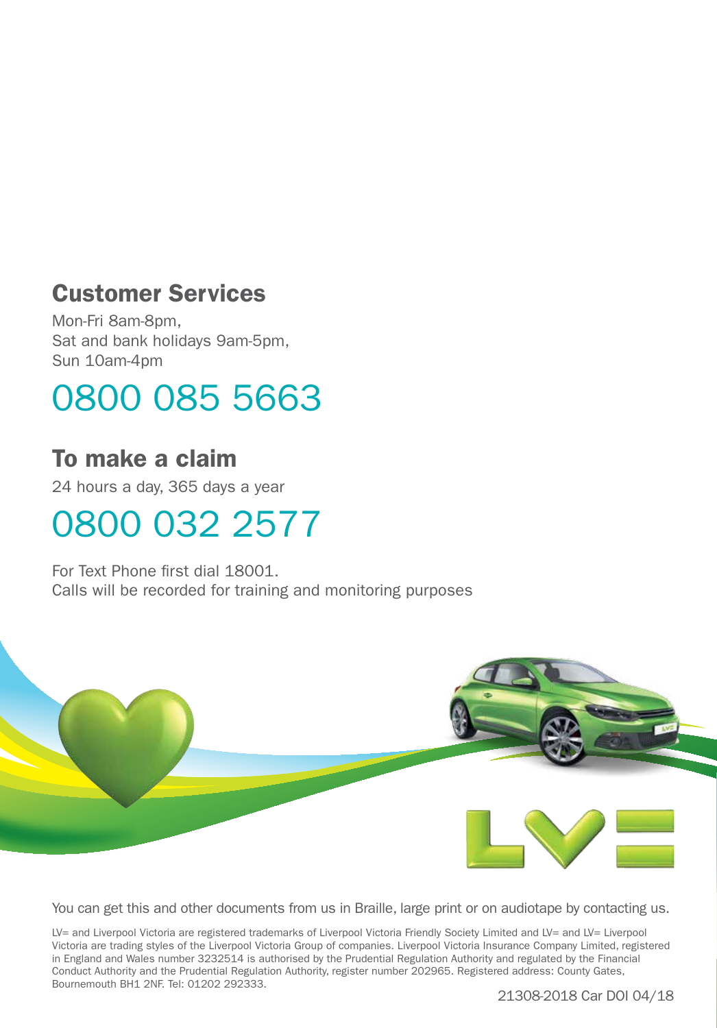## Customer Services

Mon-Fri 8am-8pm,
Sat and bank holidays 9am-5pm,
Sun 10am-4pm

# 0800 085 5663

## To make a claim

24 hours a day, 365 days a year

# 0800 032 2577

For Text Phone first dial 18001.
Calls will be recorded for training and monitoring purposes

You can get this and other documents from us in Braille, large print or on audiotape by contacting us.

LV= and Liverpool Victoria are registered trademarks of Liverpool Victoria Friendly Society Limited and LV= and LV= Liverpool Victoria are trading styles of the Liverpool Victoria Group of companies. Liverpool Victoria Insurance Company Limited, registered in England and Wales number 3232514 is authorised by the Prudential Regulation Authority and regulated by the Financial Conduct Authority and the Prudential Regulation Authority, register number 202965. Registered address: County Gates, Bournemouth BH1 2NF. Tel: 01202 292333.

21308-2018 Car DOI 04/18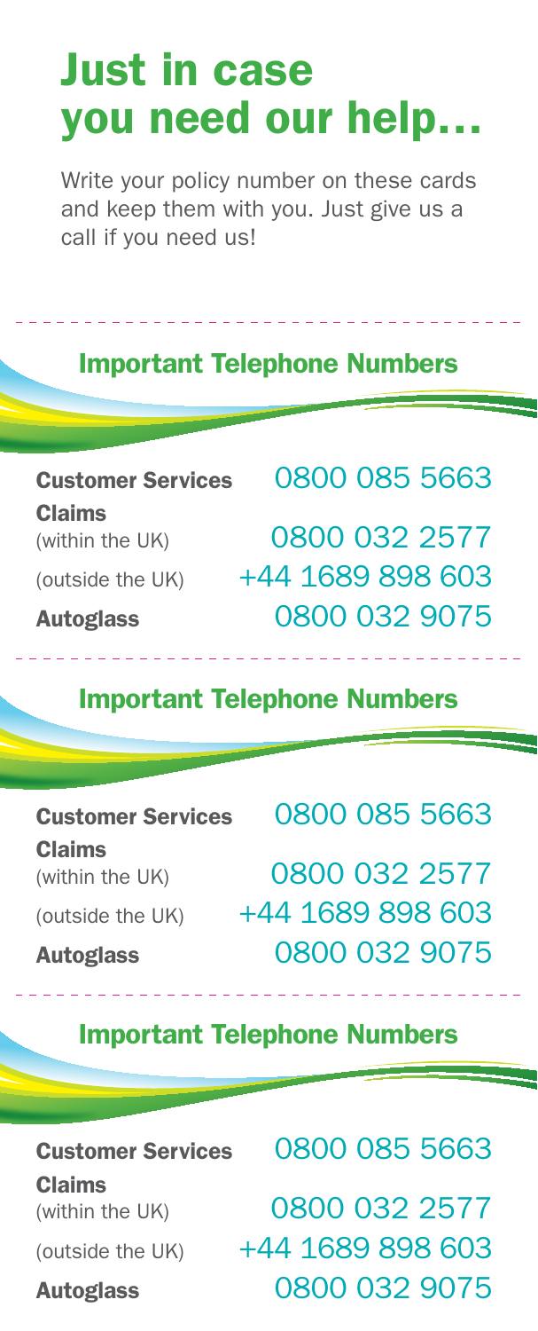# Just in case you need our help…

Write your policy number on these cards and keep them with you. Just give us a call if you need us!

## Important Telephone Numbers

| | |
|---|---|
| **Customer Services** | 0800 085 5663 |
| **Claims** (within the UK) | 0800 032 2577 |
| (outside the UK) | +44 1689 898 603 |
| **Autoglass** | 0800 032 9075 |

## Important Telephone Numbers

| | |
|---|---|
| **Customer Services** | 0800 085 5663 |
| **Claims** (within the UK) | 0800 032 2577 |
| (outside the UK) | +44 1689 898 603 |
| **Autoglass** | 0800 032 9075 |

## Important Telephone Numbers

| | |
|---|---|
| **Customer Services** | 0800 085 5663 |
| **Claims** (within the UK) | 0800 032 2577 |
| (outside the UK) | +44 1689 898 603 |
| **Autoglass** | 0800 032 9075 |